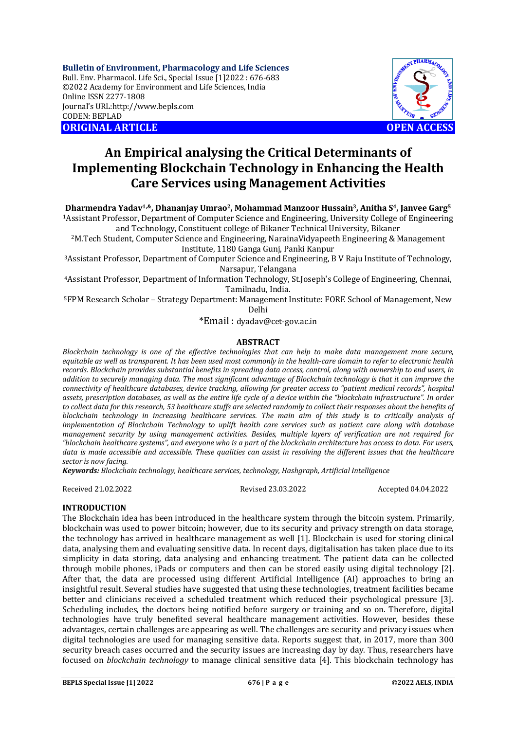**Bulletin of Environment, Pharmacology and Life Sciences**
Bull. Env. Pharmacol. Life Sci., Special Issue [1]2022 : 676-683
©2022 Academy for Environment and Life Sciences, India
Online ISSN 2277-1808
Journal's URL:http://www.bepls.com
CODEN: BEPLAD

**ORIGINAL ARTICLE** **OPEN ACCESS**

# An Empirical analysing the Critical Determinants of Implementing Blockchain Technology in Enhancing the Health Care Services using Management Activities

**Dharmendra Yadav[1,&], Dhananjay Umrao[2], Mohammad Manzoor Hussain[3], Anitha S[4], Janvee Garg[5]**

[1]Assistant Professor, Department of Computer Science and Engineering, University College of Engineering and Technology, Constituent college of Bikaner Technical University, Bikaner

[2]M.Tech Student, Computer Science and Engineering, NarainaVidyapeeth Engineering & Management Institute, 1180 Ganga Gunj, Panki Kanpur

[3]Assistant Professor, Department of Computer Science and Engineering, B V Raju Institute of Technology, Narsapur, Telangana

[4]Assistant Professor, Department of Information Technology, St.Joseph's College of Engineering, Chennai, Tamilnadu, India.

[5]FPM Research Scholar – Strategy Department: Management Institute: FORE School of Management, New Delhi

*Email : dyadav@cet-gov.ac.in

## ABSTRACT

*Blockchain technology is one of the effective technologies that can help to make data management more secure, equitable as well as transparent. It has been used most commonly in the health-care domain to refer to electronic health records. Blockchain provides substantial benefits in spreading data access, control, along with ownership to end users, in addition to securely managing data. The most significant advantage of Blockchain technology is that it can improve the connectivity of healthcare databases, device tracking, allowing for greater access to "patient medical records", hospital assets, prescription databases, as well as the entire life cycle of a device within the "blockchain infrastructure". In order to collect data for this research, 53 healthcare stuffs are selected randomly to collect their responses about the benefits of blockchain technology in increasing healthcare services. The main aim of this study is to critically analysis of implementation of Blockchain Technology to uplift health care services such as patient care along with database management security by using management activities. Besides, multiple layers of verification are not required for "blockchain healthcare systems", and everyone who is a part of the blockchain architecture has access to data. For users, data is made accessible and accessible. These qualities can assist in resolving the different issues that the healthcare sector is now facing.*

***Keywords:*** *Blockchain technology, healthcare services, technology, Hashgraph, Artificial Intelligence*

Received 21.02.2022 Revised 23.03.2022 Accepted 04.04.2022

## INTRODUCTION

The Blockchain idea has been introduced in the healthcare system through the bitcoin system. Primarily, blockchain was used to power bitcoin; however, due to its security and privacy strength on data storage, the technology has arrived in healthcare management as well [1]. Blockchain is used for storing clinical data, analysing them and evaluating sensitive data. In recent days, digitalisation has taken place due to its simplicity in data storing, data analysing and enhancing treatment. The patient data can be collected through mobile phones, iPads or computers and then can be stored easily using digital technology [2]. After that, the data are processed using different Artificial Intelligence (AI) approaches to bring an insightful result. Several studies have suggested that using these technologies, treatment facilities became better and clinicians received a scheduled treatment which reduced their psychological pressure [3]. Scheduling includes, the doctors being notified before surgery or training and so on. Therefore, digital technologies have truly benefited several healthcare management activities. However, besides these advantages, certain challenges are appearing as well. The challenges are security and privacy issues when digital technologies are used for managing sensitive data. Reports suggest that, in 2017, more than 300 security breach cases occurred and the security issues are increasing day by day. Thus, researchers have focused on *blockchain technology* to manage clinical sensitive data [4]. This blockchain technology has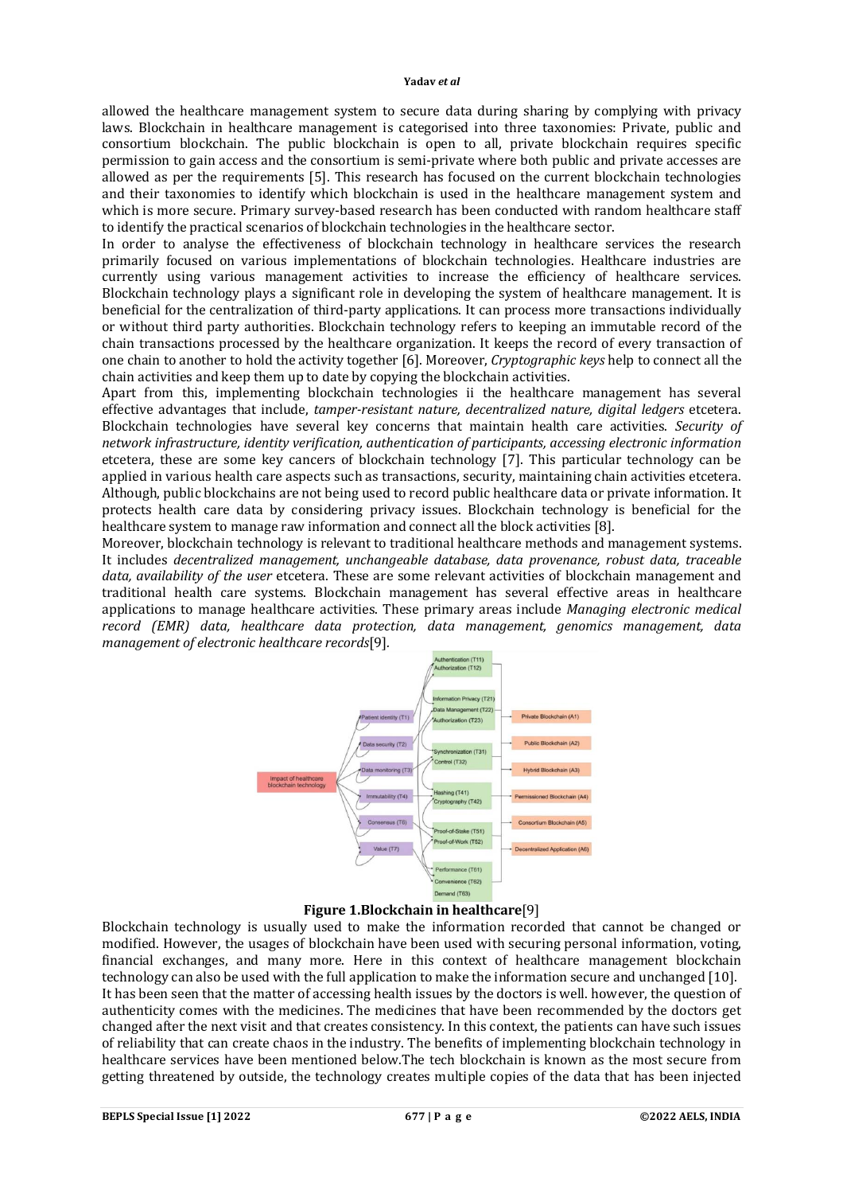allowed the healthcare management system to secure data during sharing by complying with privacy laws. Blockchain in healthcare management is categorised into three taxonomies: Private, public and consortium blockchain. The public blockchain is open to all, private blockchain requires specific permission to gain access and the consortium is semi-private where both public and private accesses are allowed as per the requirements [5]. This research has focused on the current blockchain technologies and their taxonomies to identify which blockchain is used in the healthcare management system and which is more secure. Primary survey-based research has been conducted with random healthcare staff to identify the practical scenarios of blockchain technologies in the healthcare sector.

In order to analyse the effectiveness of blockchain technology in healthcare services the research primarily focused on various implementations of blockchain technologies. Healthcare industries are currently using various management activities to increase the efficiency of healthcare services. Blockchain technology plays a significant role in developing the system of healthcare management. It is beneficial for the centralization of third-party applications. It can process more transactions individually or without third party authorities. Blockchain technology refers to keeping an immutable record of the chain transactions processed by the healthcare organization. It keeps the record of every transaction of one chain to another to hold the activity together [6]. Moreover, *Cryptographic keys* help to connect all the chain activities and keep them up to date by copying the blockchain activities.

Apart from this, implementing blockchain technologies ii the healthcare management has several effective advantages that include, *tamper-resistant nature, decentralized nature, digital ledgers* etcetera. Blockchain technologies have several key concerns that maintain health care activities. *Security of network infrastructure, identity verification, authentication of participants, accessing electronic information* etcetera, these are some key cancers of blockchain technology [7]. This particular technology can be applied in various health care aspects such as transactions, security, maintaining chain activities etcetera. Although, public blockchains are not being used to record public healthcare data or private information. It protects health care data by considering privacy issues. Blockchain technology is beneficial for the healthcare system to manage raw information and connect all the block activities [8].

Moreover, blockchain technology is relevant to traditional healthcare methods and management systems. It includes *decentralized management, unchangeable database, data provenance, robust data, traceable data, availability of the user* etcetera. These are some relevant activities of blockchain management and traditional health care systems. Blockchain management has several effective areas in healthcare applications to manage healthcare activities. These primary areas include *Managing electronic medical record (EMR) data, healthcare data protection, data management, genomics management, data management of electronic healthcare records*[9].

**Figure 1.Blockchain in healthcare**[9]

Blockchain technology is usually used to make the information recorded that cannot be changed or modified. However, the usages of blockchain have been used with securing personal information, voting, financial exchanges, and many more. Here in this context of healthcare management blockchain technology can also be used with the full application to make the information secure and unchanged [10].

It has been seen that the matter of accessing health issues by the doctors is well. however, the question of authenticity comes with the medicines. The medicines that have been recommended by the doctors get changed after the next visit and that creates consistency. In this context, the patients can have such issues of reliability that can create chaos in the industry. The benefits of implementing blockchain technology in healthcare services have been mentioned below.The tech blockchain is known as the most secure from getting threatened by outside, the technology creates multiple copies of the data that has been injected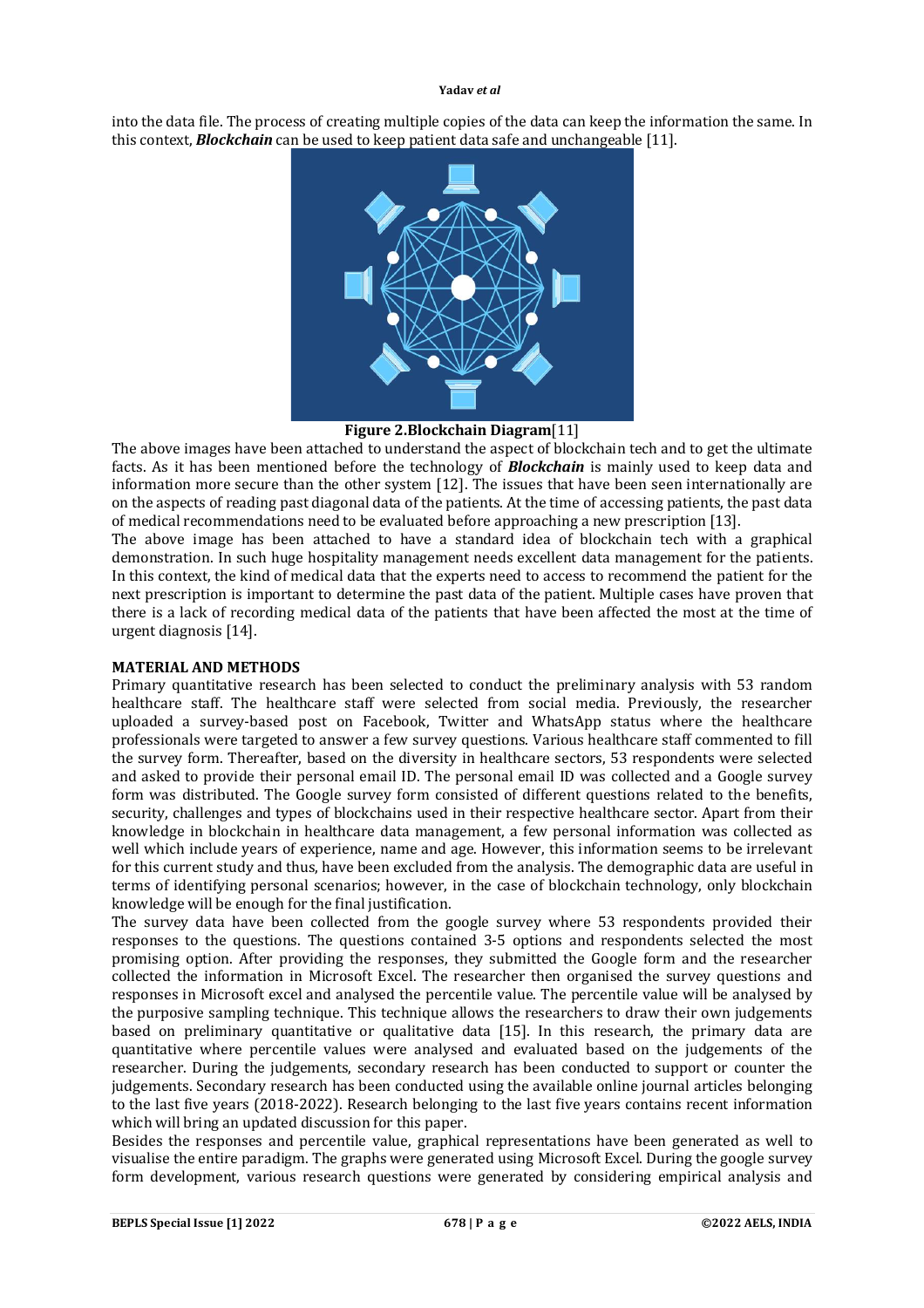into the data file. The process of creating multiple copies of the data can keep the information the same. In this context, ***Blockchain*** can be used to keep patient data safe and unchangeable [11].

**Figure 2.Blockchain Diagram**[11]

The above images have been attached to understand the aspect of blockchain tech and to get the ultimate facts. As it has been mentioned before the technology of ***Blockchain*** is mainly used to keep data and information more secure than the other system [12]. The issues that have been seen internationally are on the aspects of reading past diagonal data of the patients. At the time of accessing patients, the past data of medical recommendations need to be evaluated before approaching a new prescription [13].

The above image has been attached to have a standard idea of blockchain tech with a graphical demonstration. In such huge hospitality management needs excellent data management for the patients. In this context, the kind of medical data that the experts need to access to recommend the patient for the next prescription is important to determine the past data of the patient. Multiple cases have proven that there is a lack of recording medical data of the patients that have been affected the most at the time of urgent diagnosis [14].

## MATERIAL AND METHODS

Primary quantitative research has been selected to conduct the preliminary analysis with 53 random healthcare staff. The healthcare staff were selected from social media. Previously, the researcher uploaded a survey-based post on Facebook, Twitter and WhatsApp status where the healthcare professionals were targeted to answer a few survey questions. Various healthcare staff commented to fill the survey form. Thereafter, based on the diversity in healthcare sectors, 53 respondents were selected and asked to provide their personal email ID. The personal email ID was collected and a Google survey form was distributed. The Google survey form consisted of different questions related to the benefits, security, challenges and types of blockchains used in their respective healthcare sector. Apart from their knowledge in blockchain in healthcare data management, a few personal information was collected as well which include years of experience, name and age. However, this information seems to be irrelevant for this current study and thus, have been excluded from the analysis. The demographic data are useful in terms of identifying personal scenarios; however, in the case of blockchain technology, only blockchain knowledge will be enough for the final justification.

The survey data have been collected from the google survey where 53 respondents provided their responses to the questions. The questions contained 3-5 options and respondents selected the most promising option. After providing the responses, they submitted the Google form and the researcher collected the information in Microsoft Excel. The researcher then organised the survey questions and responses in Microsoft excel and analysed the percentile value. The percentile value will be analysed by the purposive sampling technique. This technique allows the researchers to draw their own judgements based on preliminary quantitative or qualitative data [15]. In this research, the primary data are quantitative where percentile values were analysed and evaluated based on the judgements of the researcher. During the judgements, secondary research has been conducted to support or counter the judgements. Secondary research has been conducted using the available online journal articles belonging to the last five years (2018-2022). Research belonging to the last five years contains recent information which will bring an updated discussion for this paper.

Besides the responses and percentile value, graphical representations have been generated as well to visualise the entire paradigm. The graphs were generated using Microsoft Excel. During the google survey form development, various research questions were generated by considering empirical analysis and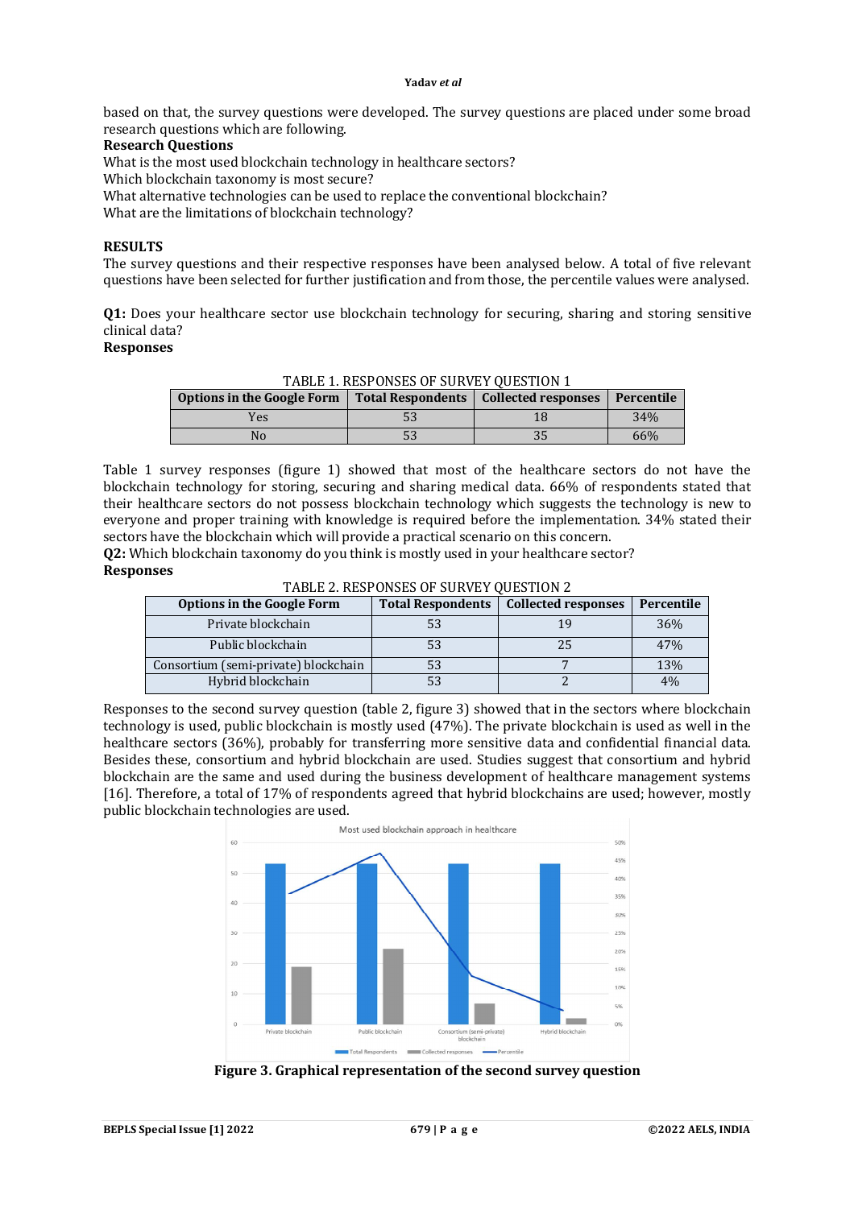based on that, the survey questions were developed. The survey questions are placed under some broad research questions which are following.

**Research Questions**

What is the most used blockchain technology in healthcare sectors?
Which blockchain taxonomy is most secure?
What alternative technologies can be used to replace the conventional blockchain?
What are the limitations of blockchain technology?

## RESULTS

The survey questions and their respective responses have been analysed below. A total of five relevant questions have been selected for further justification and from those, the percentile values were analysed.

**Q1:** Does your healthcare sector use blockchain technology for securing, sharing and storing sensitive clinical data?

**Responses**

TABLE 1. RESPONSES OF SURVEY QUESTION 1

| Options in the Google Form | Total Respondents | Collected responses | Percentile |
|---|---|---|---|
| Yes | 53 | 18 | 34% |
| No | 53 | 35 | 66% |

Table 1 survey responses (figure 1) showed that most of the healthcare sectors do not have the blockchain technology for storing, securing and sharing medical data. 66% of respondents stated that their healthcare sectors do not possess blockchain technology which suggests the technology is new to everyone and proper training with knowledge is required before the implementation. 34% stated their sectors have the blockchain which will provide a practical scenario on this concern.

**Q2:** Which blockchain taxonomy do you think is mostly used in your healthcare sector?

**Responses**

TABLE 2. RESPONSES OF SURVEY QUESTION 2

| Options in the Google Form | Total Respondents | Collected responses | Percentile |
|---|---|---|---|
| Private blockchain | 53 | 19 | 36% |
| Public blockchain | 53 | 25 | 47% |
| Consortium (semi-private) blockchain | 53 | 7 | 13% |
| Hybrid blockchain | 53 | 2 | 4% |

Responses to the second survey question (table 2, figure 3) showed that in the sectors where blockchain technology is used, public blockchain is mostly used (47%). The private blockchain is used as well in the healthcare sectors (36%), probably for transferring more sensitive data and confidential financial data. Besides these, consortium and hybrid blockchain are used. Studies suggest that consortium and hybrid blockchain are the same and used during the business development of healthcare management systems [16]. Therefore, a total of 17% of respondents agreed that hybrid blockchains are used; however, mostly public blockchain technologies are used.

**Figure 3. Graphical representation of the second survey question**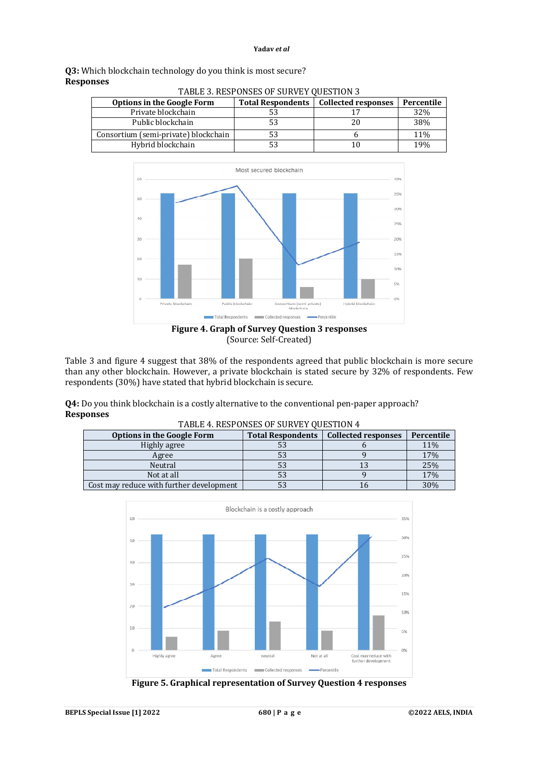**Q3:** Which blockchain technology do you think is most secure?

**Responses**

TABLE 3. RESPONSES OF SURVEY QUESTION 3

| Options in the Google Form | Total Respondents | Collected responses | Percentile |
|---|---|---|---|
| Private blockchain | 53 | 17 | 32% |
| Public blockchain | 53 | 20 | 38% |
| Consortium (semi-private) blockchain | 53 | 6 | 11% |
| Hybrid blockchain | 53 | 10 | 19% |

**Figure 4. Graph of Survey Question 3 responses**

(Source: Self-Created)

Table 3 and figure 4 suggest that 38% of the respondents agreed that public blockchain is more secure than any other blockchain. However, a private blockchain is stated secure by 32% of respondents. Few respondents (30%) have stated that hybrid blockchain is secure.

**Q4:** Do you think blockchain is a costly alternative to the conventional pen-paper approach?

**Responses**

TABLE 4. RESPONSES OF SURVEY QUESTION 4

| Options in the Google Form | Total Respondents | Collected responses | Percentile |
|---|---|---|---|
| Highly agree | 53 | 6 | 11% |
| Agree | 53 | 9 | 17% |
| Neutral | 53 | 13 | 25% |
| Not at all | 53 | 9 | 17% |
| Cost may reduce with further development | 53 | 16 | 30% |

**Figure 5. Graphical representation of Survey Question 4 responses**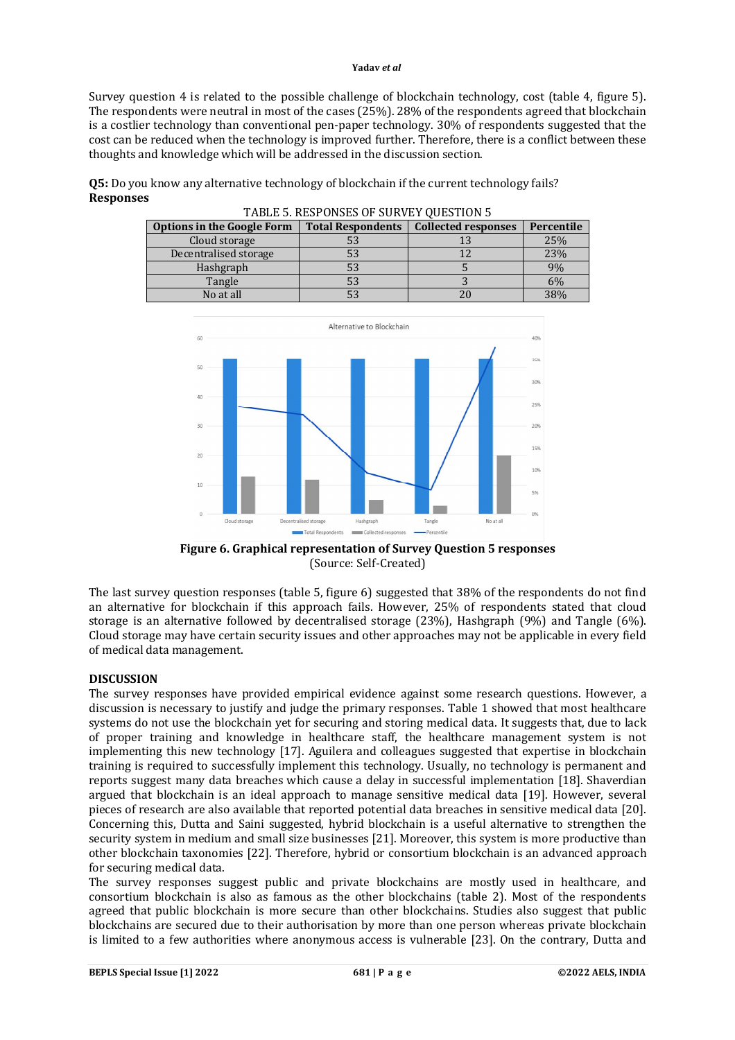Survey question 4 is related to the possible challenge of blockchain technology, cost (table 4, figure 5). The respondents were neutral in most of the cases (25%). 28% of the respondents agreed that blockchain is a costlier technology than conventional pen-paper technology. 30% of respondents suggested that the cost can be reduced when the technology is improved further. Therefore, there is a conflict between these thoughts and knowledge which will be addressed in the discussion section.

**Q5:** Do you know any alternative technology of blockchain if the current technology fails?
**Responses**

TABLE 5. RESPONSES OF SURVEY QUESTION 5

| Options in the Google Form | Total Respondents | Collected responses | Percentile |
|---|---|---|---|
| Cloud storage | 53 | 13 | 25% |
| Decentralised storage | 53 | 12 | 23% |
| Hashgraph | 53 | 5 | 9% |
| Tangle | 53 | 3 | 6% |
| No at all | 53 | 20 | 38% |

**Figure 6. Graphical representation of Survey Question 5 responses**
(Source: Self-Created)

The last survey question responses (table 5, figure 6) suggested that 38% of the respondents do not find an alternative for blockchain if this approach fails. However, 25% of respondents stated that cloud storage is an alternative followed by decentralised storage (23%), Hashgraph (9%) and Tangle (6%). Cloud storage may have certain security issues and other approaches may not be applicable in every field of medical data management.

## DISCUSSION

The survey responses have provided empirical evidence against some research questions. However, a discussion is necessary to justify and judge the primary responses. Table 1 showed that most healthcare systems do not use the blockchain yet for securing and storing medical data. It suggests that, due to lack of proper training and knowledge in healthcare staff, the healthcare management system is not implementing this new technology [17]. Aguilera and colleagues suggested that expertise in blockchain training is required to successfully implement this technology. Usually, no technology is permanent and reports suggest many data breaches which cause a delay in successful implementation [18]. Shaverdian argued that blockchain is an ideal approach to manage sensitive medical data [19]. However, several pieces of research are also available that reported potential data breaches in sensitive medical data [20]. Concerning this, Dutta and Saini suggested, hybrid blockchain is a useful alternative to strengthen the security system in medium and small size businesses [21]. Moreover, this system is more productive than other blockchain taxonomies [22]. Therefore, hybrid or consortium blockchain is an advanced approach for securing medical data.

The survey responses suggest public and private blockchains are mostly used in healthcare, and consortium blockchain is also as famous as the other blockchains (table 2). Most of the respondents agreed that public blockchain is more secure than other blockchains. Studies also suggest that public blockchains are secured due to their authorisation by more than one person whereas private blockchain is limited to a few authorities where anonymous access is vulnerable [23]. On the contrary, Dutta and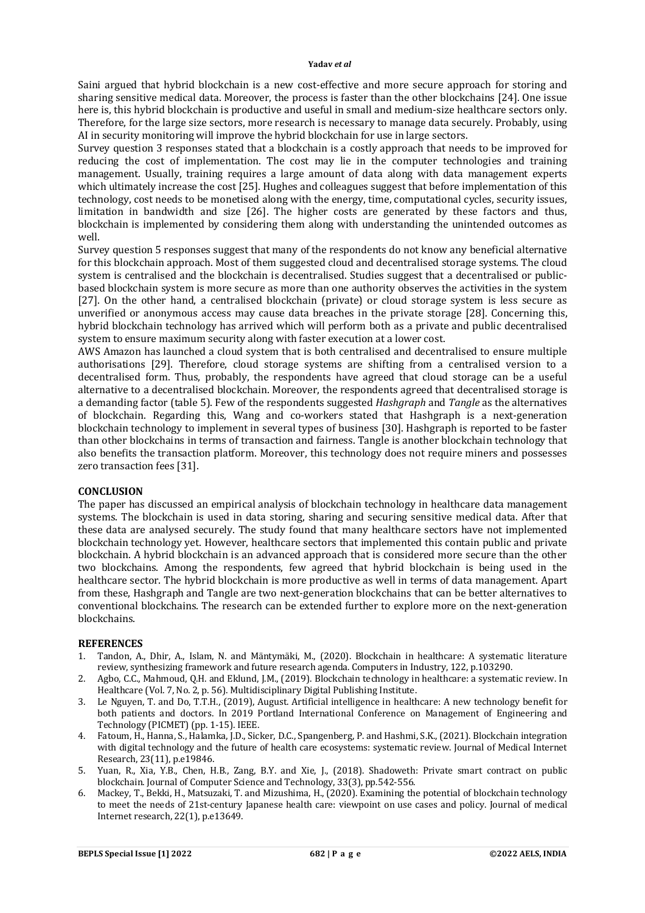Saini argued that hybrid blockchain is a new cost-effective and more secure approach for storing and sharing sensitive medical data. Moreover, the process is faster than the other blockchains [24]. One issue here is, this hybrid blockchain is productive and useful in small and medium-size healthcare sectors only. Therefore, for the large size sectors, more research is necessary to manage data securely. Probably, using AI in security monitoring will improve the hybrid blockchain for use in large sectors.

Survey question 3 responses stated that a blockchain is a costly approach that needs to be improved for reducing the cost of implementation. The cost may lie in the computer technologies and training management. Usually, training requires a large amount of data along with data management experts which ultimately increase the cost [25]. Hughes and colleagues suggest that before implementation of this technology, cost needs to be monetised along with the energy, time, computational cycles, security issues, limitation in bandwidth and size [26]. The higher costs are generated by these factors and thus, blockchain is implemented by considering them along with understanding the unintended outcomes as well.

Survey question 5 responses suggest that many of the respondents do not know any beneficial alternative for this blockchain approach. Most of them suggested cloud and decentralised storage systems. The cloud system is centralised and the blockchain is decentralised. Studies suggest that a decentralised or public-based blockchain system is more secure as more than one authority observes the activities in the system [27]. On the other hand, a centralised blockchain (private) or cloud storage system is less secure as unverified or anonymous access may cause data breaches in the private storage [28]. Concerning this, hybrid blockchain technology has arrived which will perform both as a private and public decentralised system to ensure maximum security along with faster execution at a lower cost.

AWS Amazon has launched a cloud system that is both centralised and decentralised to ensure multiple authorisations [29]. Therefore, cloud storage systems are shifting from a centralised version to a decentralised form. Thus, probably, the respondents have agreed that cloud storage can be a useful alternative to a decentralised blockchain. Moreover, the respondents agreed that decentralised storage is a demanding factor (table 5). Few of the respondents suggested *Hashgraph* and *Tangle* as the alternatives of blockchain. Regarding this, Wang and co-workers stated that Hashgraph is a next-generation blockchain technology to implement in several types of business [30]. Hashgraph is reported to be faster than other blockchains in terms of transaction and fairness. Tangle is another blockchain technology that also benefits the transaction platform. Moreover, this technology does not require miners and possesses zero transaction fees [31].

## CONCLUSION

The paper has discussed an empirical analysis of blockchain technology in healthcare data management systems. The blockchain is used in data storing, sharing and securing sensitive medical data. After that these data are analysed securely. The study found that many healthcare sectors have not implemented blockchain technology yet. However, healthcare sectors that implemented this contain public and private blockchain. A hybrid blockchain is an advanced approach that is considered more secure than the other two blockchains. Among the respondents, few agreed that hybrid blockchain is being used in the healthcare sector. The hybrid blockchain is more productive as well in terms of data management. Apart from these, Hashgraph and Tangle are two next-generation blockchains that can be better alternatives to conventional blockchains. The research can be extended further to explore more on the next-generation blockchains.

## REFERENCES

1. Tandon, A., Dhir, A., Islam, N. and Mäntymäki, M., (2020). Blockchain in healthcare: A systematic literature review, synthesizing framework and future research agenda. Computers in Industry, 122, p.103290.
2. Agbo, C.C., Mahmoud, Q.H. and Eklund, J.M., (2019). Blockchain technology in healthcare: a systematic review. In Healthcare (Vol. 7, No. 2, p. 56). Multidisciplinary Digital Publishing Institute.
3. Le Nguyen, T. and Do, T.T.H., (2019), August. Artificial intelligence in healthcare: A new technology benefit for both patients and doctors. In 2019 Portland International Conference on Management of Engineering and Technology (PICMET) (pp. 1-15). IEEE.
4. Fatoum, H., Hanna, S., Halamka, J.D., Sicker, D.C., Spangenberg, P. and Hashmi, S.K., (2021). Blockchain integration with digital technology and the future of health care ecosystems: systematic review. Journal of Medical Internet Research, 23(11), p.e19846.
5. Yuan, R., Xia, Y.B., Chen, H.B., Zang, B.Y. and Xie, J., (2018). Shadoweth: Private smart contract on public blockchain. Journal of Computer Science and Technology, 33(3), pp.542-556.
6. Mackey, T., Bekki, H., Matsuzaki, T. and Mizushima, H., (2020). Examining the potential of blockchain technology to meet the needs of 21st-century Japanese health care: viewpoint on use cases and policy. Journal of medical Internet research, 22(1), p.e13649.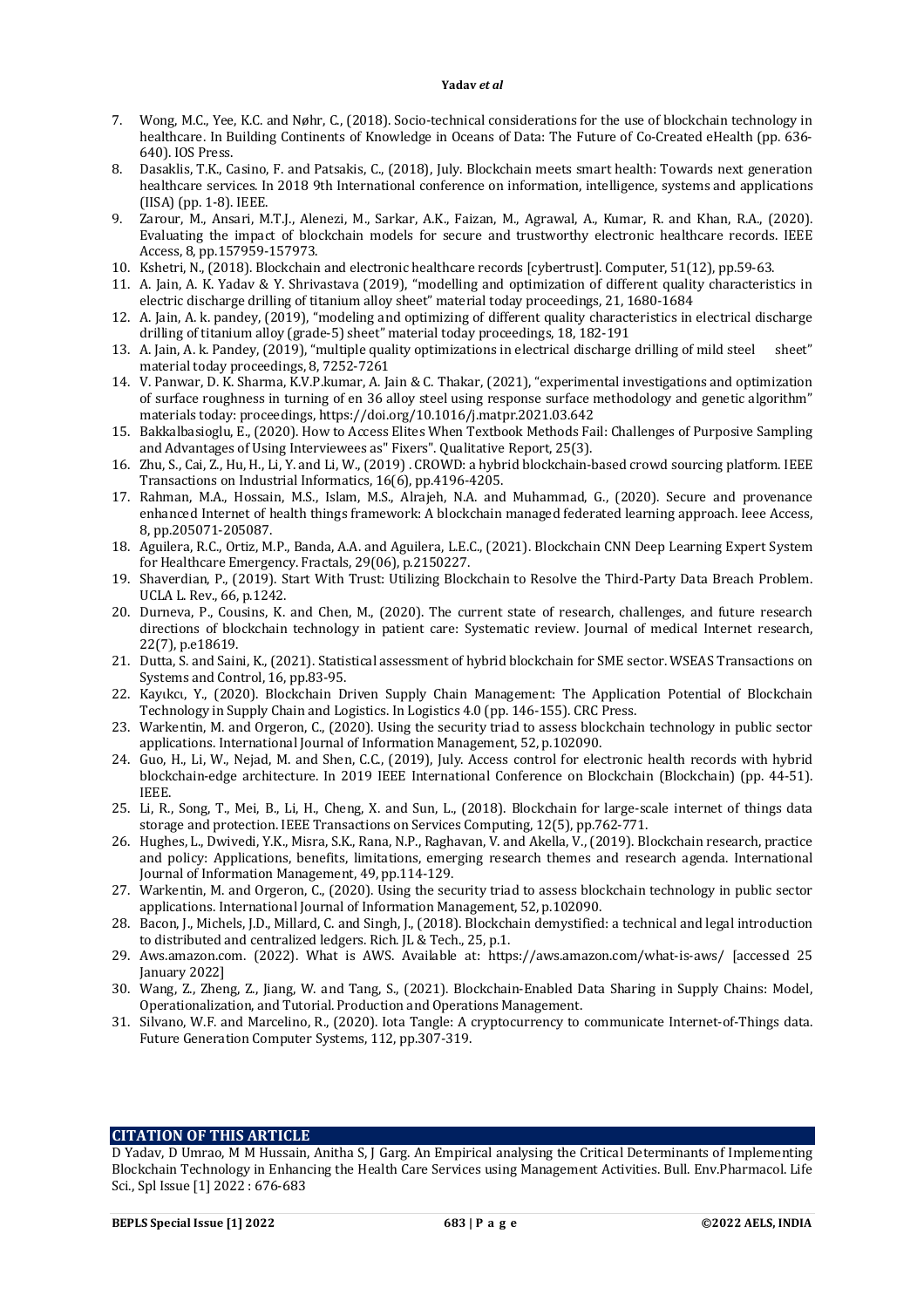7. Wong, M.C., Yee, K.C. and Nøhr, C., (2018). Socio-technical considerations for the use of blockchain technology in healthcare. In Building Continents of Knowledge in Oceans of Data: The Future of Co-Created eHealth (pp. 636-640). IOS Press.
8. Dasaklis, T.K., Casino, F. and Patsakis, C., (2018), July. Blockchain meets smart health: Towards next generation healthcare services. In 2018 9th International conference on information, intelligence, systems and applications (IISA) (pp. 1-8). IEEE.
9. Zarour, M., Ansari, M.T.J., Alenezi, M., Sarkar, A.K., Faizan, M., Agrawal, A., Kumar, R. and Khan, R.A., (2020). Evaluating the impact of blockchain models for secure and trustworthy electronic healthcare records. IEEE Access, 8, pp.157959-157973.
10. Kshetri, N., (2018). Blockchain and electronic healthcare records [cybertrust]. Computer, 51(12), pp.59-63.
11. A. Jain, A. K. Yadav & Y. Shrivastava (2019), "modelling and optimization of different quality characteristics in electric discharge drilling of titanium alloy sheet" material today proceedings, 21, 1680-1684
12. A. Jain, A. k. pandey, (2019), "modeling and optimizing of different quality characteristics in electrical discharge drilling of titanium alloy (grade-5) sheet" material today proceedings, 18, 182-191
13. A. Jain, A. k. Pandey, (2019), "multiple quality optimizations in electrical discharge drilling of mild steel sheet" material today proceedings, 8, 7252-7261
14. V. Panwar, D. K. Sharma, K.V.P.kumar, A. Jain & C. Thakar, (2021), "experimental investigations and optimization of surface roughness in turning of en 36 alloy steel using response surface methodology and genetic algorithm" materials today: proceedings, https://doi.org/10.1016/j.matpr.2021.03.642
15. Bakkalbasioglu, E., (2020). How to Access Elites When Textbook Methods Fail: Challenges of Purposive Sampling and Advantages of Using Interviewees as" Fixers". Qualitative Report, 25(3).
16. Zhu, S., Cai, Z., Hu, H., Li, Y. and Li, W., (2019) . CROWD: a hybrid blockchain-based crowd sourcing platform. IEEE Transactions on Industrial Informatics, 16(6), pp.4196-4205.
17. Rahman, M.A., Hossain, M.S., Islam, M.S., Alrajeh, N.A. and Muhammad, G., (2020). Secure and provenance enhanced Internet of health things framework: A blockchain managed federated learning approach. Ieee Access, 8, pp.205071-205087.
18. Aguilera, R.C., Ortiz, M.P., Banda, A.A. and Aguilera, L.E.C., (2021). Blockchain CNN Deep Learning Expert System for Healthcare Emergency. Fractals, 29(06), p.2150227.
19. Shaverdian, P., (2019). Start With Trust: Utilizing Blockchain to Resolve the Third-Party Data Breach Problem. UCLA L. Rev., 66, p.1242.
20. Durneva, P., Cousins, K. and Chen, M., (2020). The current state of research, challenges, and future research directions of blockchain technology in patient care: Systematic review. Journal of medical Internet research, 22(7), p.e18619.
21. Dutta, S. and Saini, K., (2021). Statistical assessment of hybrid blockchain for SME sector. WSEAS Transactions on Systems and Control, 16, pp.83-95.
22. Kayıkcı, Y., (2020). Blockchain Driven Supply Chain Management: The Application Potential of Blockchain Technology in Supply Chain and Logistics. In Logistics 4.0 (pp. 146-155). CRC Press.
23. Warkentin, M. and Orgeron, C., (2020). Using the security triad to assess blockchain technology in public sector applications. International Journal of Information Management, 52, p.102090.
24. Guo, H., Li, W., Nejad, M. and Shen, C.C., (2019), July. Access control for electronic health records with hybrid blockchain-edge architecture. In 2019 IEEE International Conference on Blockchain (Blockchain) (pp. 44-51). IEEE.
25. Li, R., Song, T., Mei, B., Li, H., Cheng, X. and Sun, L., (2018). Blockchain for large-scale internet of things data storage and protection. IEEE Transactions on Services Computing, 12(5), pp.762-771.
26. Hughes, L., Dwivedi, Y.K., Misra, S.K., Rana, N.P., Raghavan, V. and Akella, V., (2019). Blockchain research, practice and policy: Applications, benefits, limitations, emerging research themes and research agenda. International Journal of Information Management, 49, pp.114-129.
27. Warkentin, M. and Orgeron, C., (2020). Using the security triad to assess blockchain technology in public sector applications. International Journal of Information Management, 52, p.102090.
28. Bacon, J., Michels, J.D., Millard, C. and Singh, J., (2018). Blockchain demystified: a technical and legal introduction to distributed and centralized ledgers. Rich. JL & Tech., 25, p.1.
29. Aws.amazon.com. (2022). What is AWS. Available at: https://aws.amazon.com/what-is-aws/ [accessed 25 January 2022]
30. Wang, Z., Zheng, Z., Jiang, W. and Tang, S., (2021). Blockchain-Enabled Data Sharing in Supply Chains: Model, Operationalization, and Tutorial. Production and Operations Management.
31. Silvano, W.F. and Marcelino, R., (2020). Iota Tangle: A cryptocurrency to communicate Internet-of-Things data. Future Generation Computer Systems, 112, pp.307-319.

## CITATION OF THIS ARTICLE

D Yadav, D Umrao, M M Hussain, Anitha S, J Garg. An Empirical analysing the Critical Determinants of Implementing Blockchain Technology in Enhancing the Health Care Services using Management Activities. Bull. Env.Pharmacol. Life Sci., Spl Issue [1] 2022 : 676-683